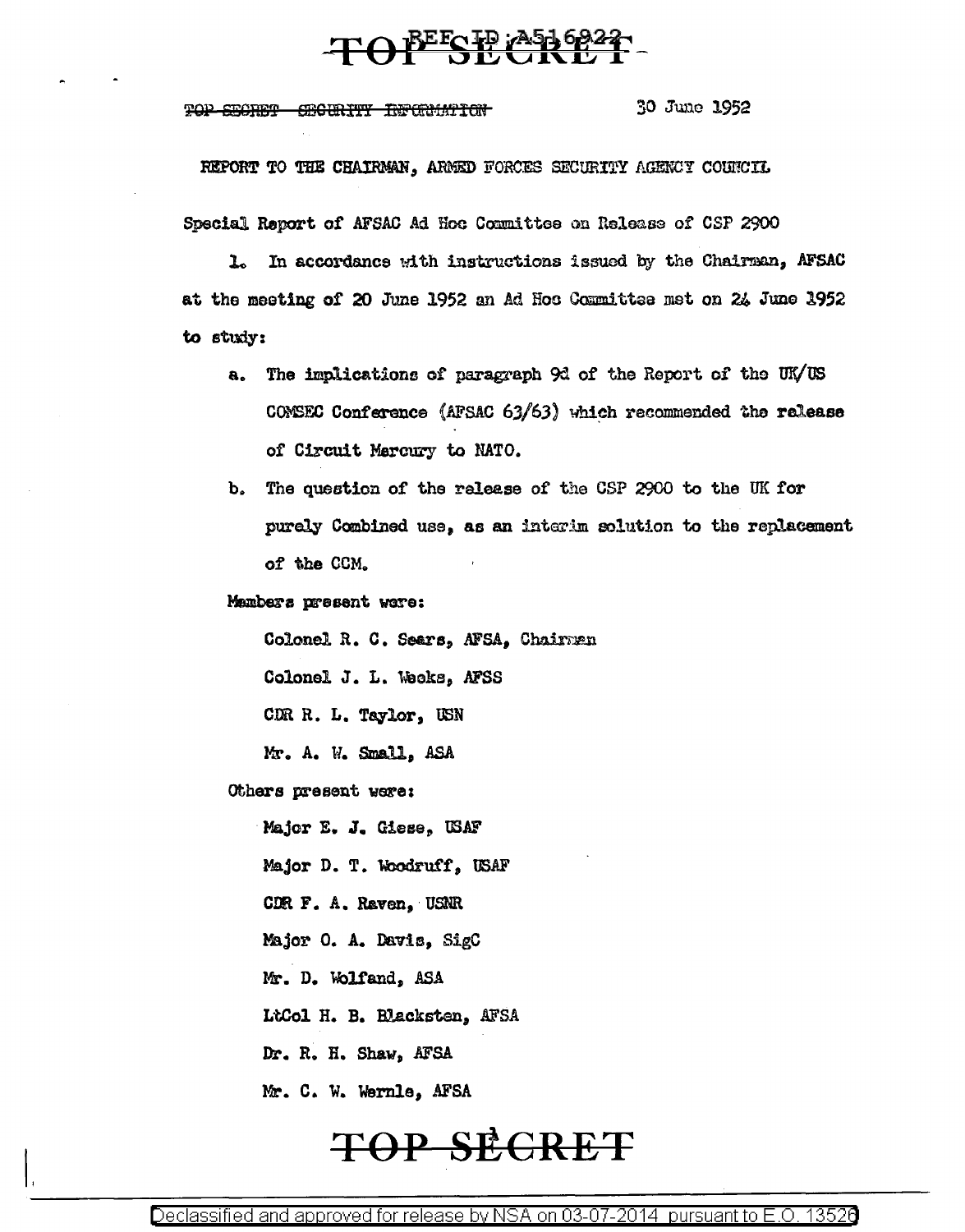TOP SECRET

~~TOP SECRET SECURITY INFORMATION~~ 30 June 1952

REPORT TO THE CHAIRMAN, ARMED FORCES SECURITY AGENCY COUNCIL

Special Report of AFSAC Ad Hoc Committee on Release of CSP 2900

1. In accordance with instructions issued by the Chairman, AFSAC at the meeting of 20 June 1952 an Ad Hoc Committee met on 24 June 1952 to study:

   a. The implications of paragraph 9d of the Report of the UK/US COMSEC Conference (AFSAC 63/63) which recommended the release of Circuit Mercury to NATO.

   b. The question of the release of the CSP 2900 to the UK for purely Combined use, as an interim solution to the replacement of the CCM.

Members present were:

Colonel R. C. Sears, AFSA, Chairman

Colonel J. L. Weeks, AFSS

CDR R. L. Taylor, USN

Mr. A. W. Small, ASA

Others present were:

Major E. J. Giese, USAF

Major D. T. Woodruff, USAF

CDR F. A. Raven, USNR

Major O. A. Davis, SigC

Mr. D. Wolfand, ASA

LtCol H. B. Blackston, AFSA

Dr. R. H. Shaw, AFSA

Mr. C. W. Wernle, AFSA

TOP SECRET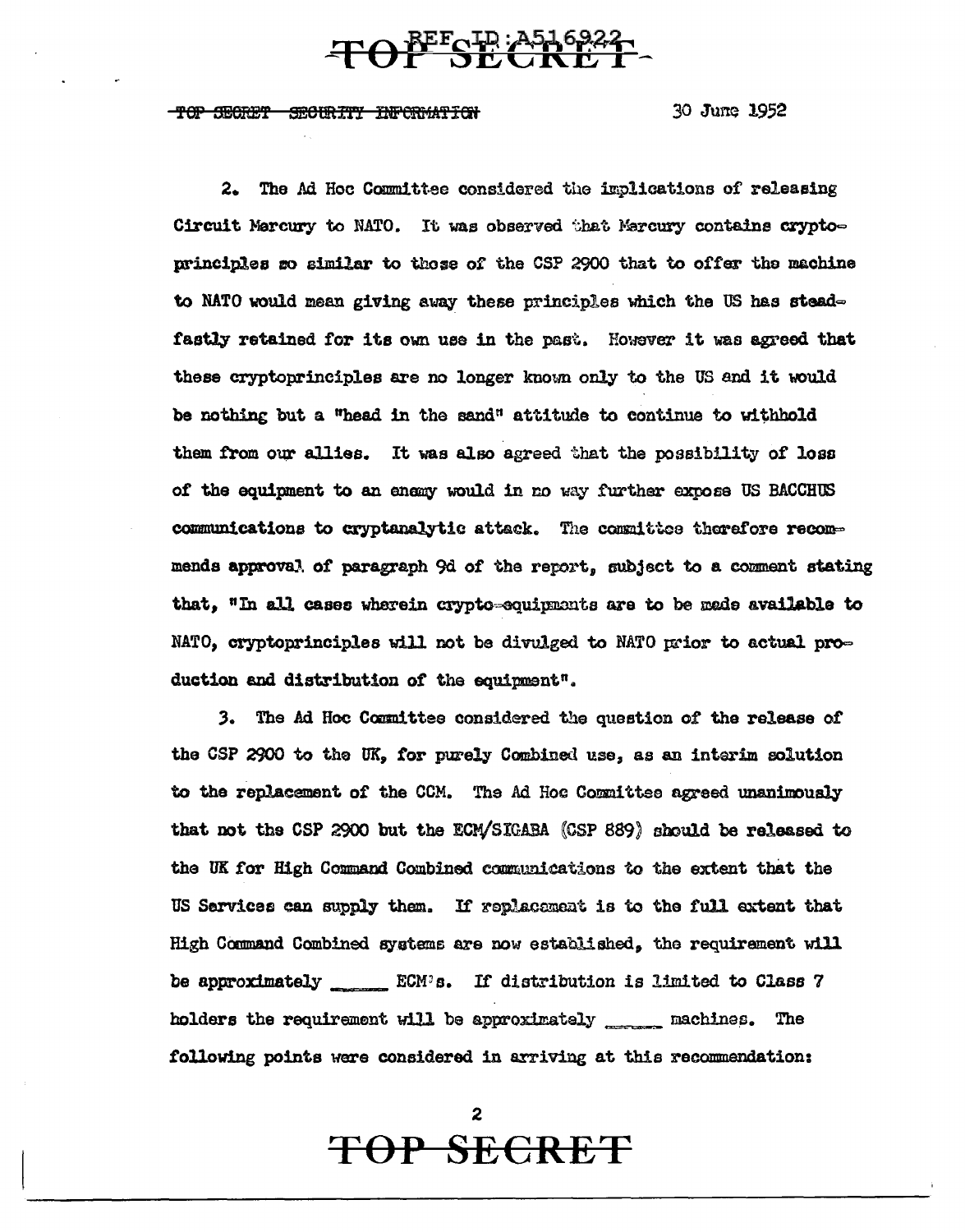TOP SECRET SECURITY INFORMATION 30 June 1952

2. The Ad Hoc Committee considered the implications of releasing Circuit Mercury to NATO. It was observed that Mercury contains cryptoprinciples so similar to those of the CSP 2900 that to offer the machine to NATO would mean giving away these principles which the US has steadfastly retained for its own use in the past. However it was agreed that these cryptoprinciples are no longer known only to the US and it would be nothing but a "head in the sand" attitude to continue to withhold them from our allies. It was also agreed that the possibility of loss of the equipment to an enemy would in no way further expose US BACCHUS communications to cryptanalytic attack. The committee therefore recommends approval of paragraph 9d of the report, subject to a comment stating that, "In all cases wherein crypto-equipments are to be made available to NATO, cryptoprinciples will not be divulged to NATO prior to actual production and distribution of the equipment".

3. The Ad Hoc Committee considered the question of the release of the CSP 2900 to the UK, for purely Combined use, as an interim solution to the replacement of the CCM. The Ad Hoc Committee agreed unanimously that not the CSP 2900 but the ECM/SIGABA (CSP 889) should be released to the UK for High Command Combined communications to the extent that the US Services can supply them. If replacement is to the full extent that High Command Combined systems are now established, the requirement will be approximately ______ ECM's. If distribution is limited to Class 7 holders the requirement will be approximately ______ machines. The following points were considered in arriving at this recommendation: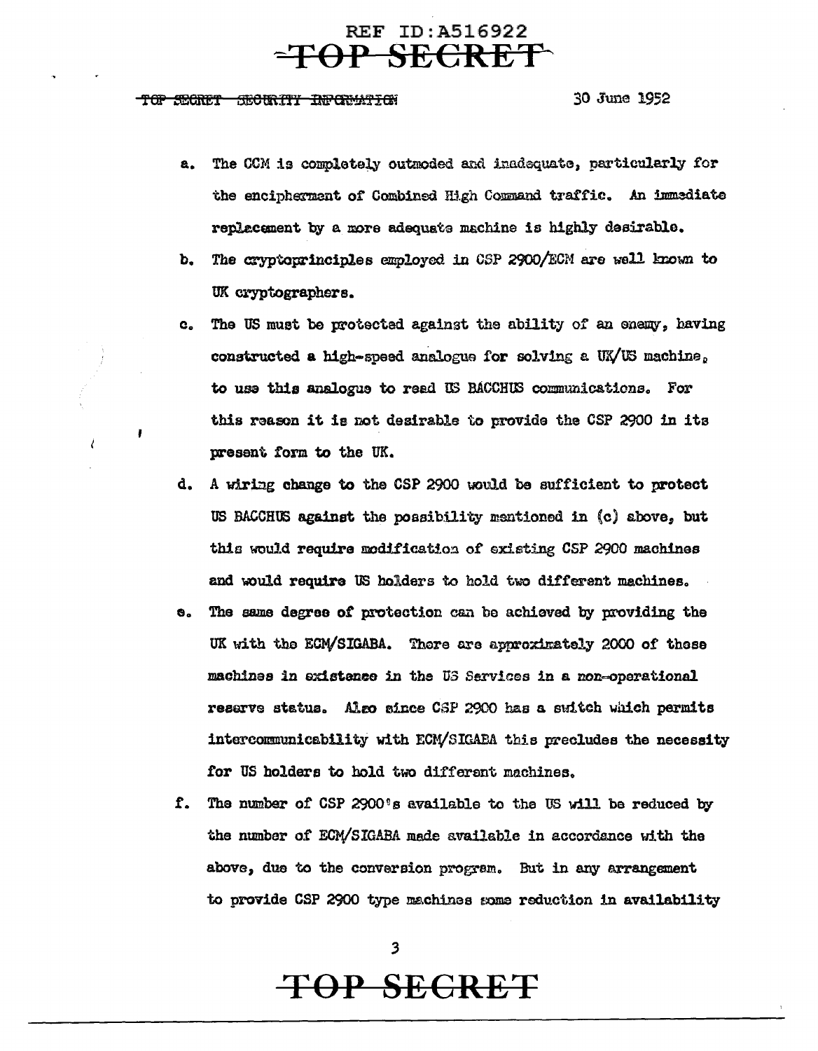TOP SECRET SECURITY INFORMATION

30 June 1952

a. The CCM is completely outmoded and inadequate, particularly for the encipherment of Combined High Command traffic. An immediate replacement by a more adequate machine is highly desirable.

b. The cryptoprinciples employed in CSP 2900/ECM are well known to UK cryptographers.

c. The US must be protected against the ability of an enemy, having constructed a high-speed analogue for solving a UK/US machine, to use this analogue to read US BACCHUS communications. For this reason it is not desirable to provide the CSP 2900 in its present form to the UK.

d. A wiring change to the CSP 2900 would be sufficient to protect US BACCHUS against the possibility mentioned in (c) above, but this would require modification of existing CSP 2900 machines and would require US holders to hold two different machines.

e. The same degree of protection can be achieved by providing the UK with the ECM/SIGABA. There are approximately 2000 of these machines in existence in the US Services in a non-operational reserve status. Also since CSP 2900 has a switch which permits intercommunicability with ECM/SIGABA this precludes the necessity for US holders to hold two different machines.

f. The number of CSP 2900's available to the US will be reduced by the number of ECM/SIGABA made available in accordance with the above, due to the conversion program. But in any arrangement to provide CSP 2900 type machines some reduction in availability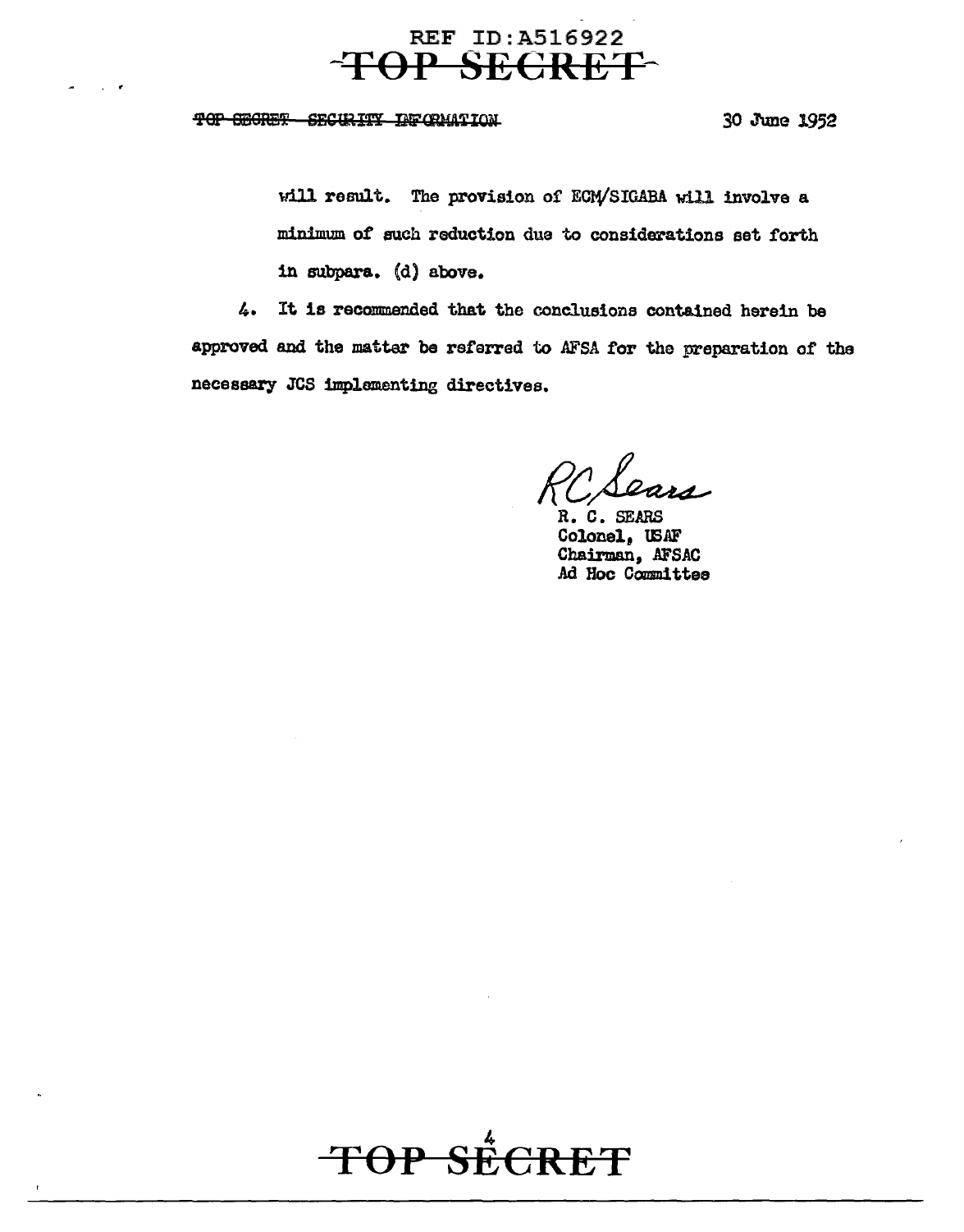will result. The provision of ECM/SIGABA will involve a minimum of such reduction due to considerations set forth in subpara. (d) above.

4. It is recommended that the conclusions contained herein be approved and the matter be referred to AFSA for the preparation of the necessary JCS implementing directives.

RC Sears

R. C. SEARS
Colonel, USAF
Chairman, AFSAC
Ad Hoc Committee